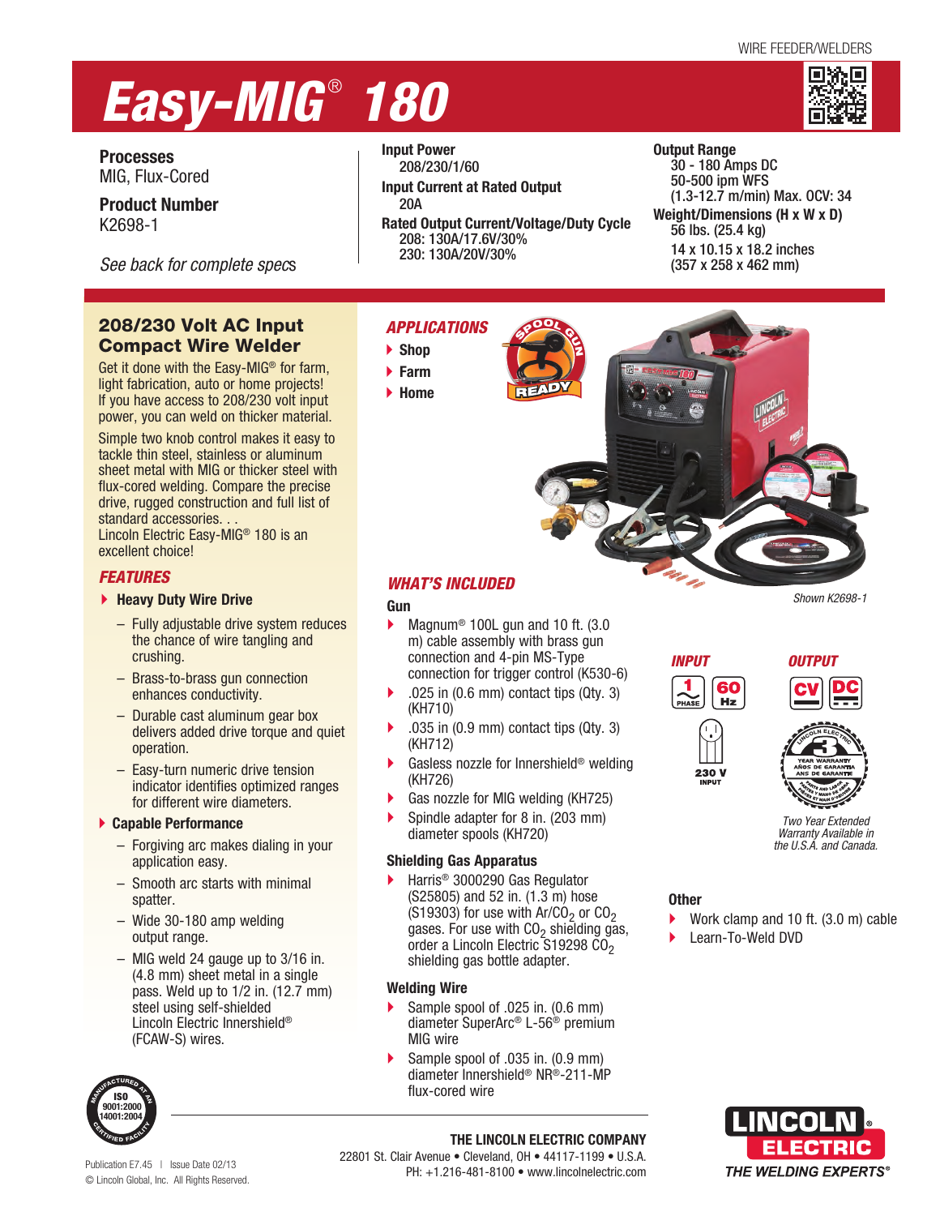WIRE FEEDER/WELDERS

# Easy-MIG® 180

**Processes**
MIG, Flux-Cored

**Product Number**
K2698-1

*See back for complete specs*

**Input Power**
208/230/1/60

**Input Current at Rated Output**
20A

**Rated Output Current/Voltage/Duty Cycle**
208: 130A/17.6V/30%
230: 130A/20V/30%

**Output Range**
30 - 180 Amps DC
50-500 ipm WFS
(1.3-12.7 m/min) Max. OCV: 34

**Weight/Dimensions (H x W x D)**
56 lbs. (25.4 kg)
14 x 10.15 x 18.2 inches
(357 x 258 x 462 mm)

## 208/230 Volt AC Input Compact Wire Welder

Get it done with the Easy-MIG® for farm, light fabrication, auto or home projects! If you have access to 208/230 volt input power, you can weld on thicker material.

Simple two knob control makes it easy to tackle thin steel, stainless or aluminum sheet metal with MIG or thicker steel with flux-cored welding. Compare the precise drive, rugged construction and full list of standard accessories. . .
Lincoln Electric Easy-MIG® 180 is an excellent choice!

## FEATURES

- **Heavy Duty Wire Drive**
  - Fully adjustable drive system reduces the chance of wire tangling and crushing.
  - Brass-to-brass gun connection enhances conductivity.
  - Durable cast aluminum gear box delivers added drive torque and quiet operation.
  - Easy-turn numeric drive tension indicator identifies optimized ranges for different wire diameters.
- **Capable Performance**
  - Forgiving arc makes dialing in your application easy.
  - Smooth arc starts with minimal spatter.
  - Wide 30-180 amp welding output range.
  - MIG weld 24 gauge up to 3/16 in. (4.8 mm) sheet metal in a single pass. Weld up to 1/2 in. (12.7 mm) steel using self-shielded Lincoln Electric Innershield® (FCAW-S) wires.

## APPLICATIONS

- Shop
- Farm
- Home

SPOOL GUN READY

*Shown K2698-1*

## WHAT'S INCLUDED

### Gun

- Magnum® 100L gun and 10 ft. (3.0 m) cable assembly with brass gun connection and 4-pin MS-Type connection for trigger control (K530-6)
- .025 in (0.6 mm) contact tips (Qty. 3) (KH710)
- .035 in (0.9 mm) contact tips (Qty. 3) (KH712)
- Gasless nozzle for Innershield® welding (KH726)
- Gas nozzle for MIG welding (KH725)
- Spindle adapter for 8 in. (203 mm) diameter spools (KH720)

### Shielding Gas Apparatus

- Harris® 3000290 Gas Regulator (S25805) and 52 in. (1.3 m) hose (S19303) for use with Ar/$CO_2$ or $CO_2$ gases. For use with $CO_2$ shielding gas, order a Lincoln Electric S19298 $CO_2$ shielding gas bottle adapter.

### Welding Wire

- Sample spool of .025 in. (0.6 mm) diameter SuperArc® L-56® premium MIG wire
- Sample spool of .035 in. (0.9 mm) diameter Innershield® NR®-211-MP flux-cored wire

**INPUT**: 1 PHASE, 60 Hz, 230 V INPUT

**OUTPUT**: CV, DC

3 YEAR WARRANTY — PARTS AND LABOR

*Two Year Extended Warranty Available in the U.S.A. and Canada.*

### Other

- Work clamp and 10 ft. (3.0 m) cable
- Learn-To-Weld DVD

ISO 9001:2000 14001:2004 — MANUFACTURED AT AN CERTIFIED FACILITY

Publication E7.45 | Issue Date 02/13
© Lincoln Global, Inc. All Rights Reserved.

**THE LINCOLN ELECTRIC COMPANY**
22801 St. Clair Avenue • Cleveland, OH • 44117-1199 • U.S.A.
PH: +1.216-481-8100 • www.lincolnelectric.com

LINCOLN ELECTRIC — *THE WELDING EXPERTS®*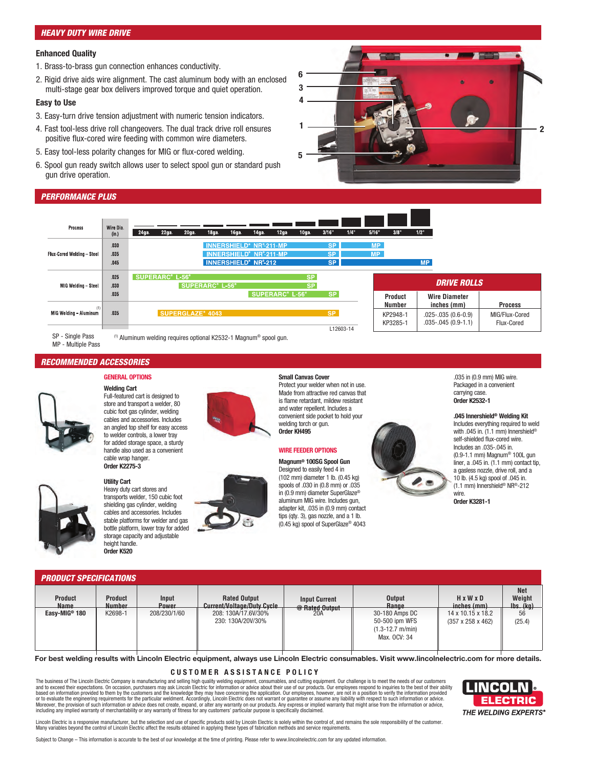## HEAVY DUTY WIRE DRIVE

### Enhanced Quality

1. Brass-to-brass gun connection enhances conductivity.
2. Rigid drive aids wire alignment. The cast aluminum body with an enclosed multi-stage gear box delivers improved torque and quiet operation.

### Easy to Use

3. Easy-turn drive tension adjustment with numeric tension indicators.
4. Fast tool-less drive roll changeovers. The dual track drive roll ensures positive flux-cored wire feeding with common wire diameters.
5. Easy tool-less polarity changes for MIG or flux-cored welding.
6. Spool gun ready switch allows user to select spool gun or standard push gun drive operation.

6
3
4
1
5
2

## PERFORMANCE PLUS

Process
Wire Dia. (in.)
24ga. 22ga. 20ga. 18ga. 16ga. 14ga. 12ga 10ga. 3/16" 1/4" 5/16" 3/8" 1/2"

Flux-Cored Welding – Steel
.030 INNERSHIELD® NR®-211-MP SP MP
.035 INNERSHIELD® NR®-211-MP SP MP
.045 INNERSHIELD® NR®-212 SP MP

MIG Welding – Steel
.025 SUPERARC® L-56® SP
.030 SUPERARC® L-56® SP
.035 SUPERARC® L-56® SP

MIG Welding – Aluminum (1)
.035 SUPERGLAZE® 4043 SP

L12603-14

SP - Single Pass
MP - Multiple Pass

(1) Aluminum welding requires optional K2532-1 Magnum® spool gun.

### DRIVE ROLLS

| Product Number | Wire Diameter inches (mm) | Process |
|---|---|---|
| KP2948-1 | .025-.035 (0.6-0.9) | MIG/Flux-Cored |
| KP3285-1 | .035-.045 (0.9-1.1) | Flux-Cored |

## RECOMMENDED ACCESSORIES

### GENERAL OPTIONS

**Welding Cart**
Full-featured cart is designed to store and transport a welder, 80 cubic foot gas cylinder, welding cables and accessories. Includes an angled top shelf for easy access to welder controls, a lower tray for added storage space, a sturdy handle also used as a convenient cable wrap hanger.
**Order K2275-3**

**Utility Cart**
Heavy duty cart stores and transports welder, 150 cubic foot shielding gas cylinder, welding cables and accessories. Includes stable platforms for welder and gas bottle platform, lower tray for added storage space and adjustable height handle.
**Order K520**

**Small Canvas Cover**
Protect your welder when not in use. Made from attractive red canvas that is flame retardant, mildew resistant and water repellent. Includes a convenient side pocket to hold your welding torch or gun.
**Order KH495**

### WIRE FEEDER OPTIONS

**Magnum® 100SG Spool Gun**
Designed to easily feed 4 in (102 mm) diameter 1 lb. (0.45 kg) spools of .030 in (0.8 mm) or .035 in (0.9 mm) diameter SuperGlaze® aluminum MIG wire. Includes gun, adapter kit, .035 in (0.9 mm) contact tips (qty. 3), gas nozzle, and a 1 lb. (0.45 kg) spool of SuperGlaze® 4043 .035 in (0.9 mm) MIG wire. Packaged in a convenient carrying case.
**Order K2532-1**

**.045 Innershield® Welding Kit**
Includes everything required to weld with .045 in. (1.1 mm) Innershield® self-shielded flux-cored wire. Includes an .035-.045 in. (0.9-1.1 mm) Magnum® 100L gun liner, a .045 in. (1.1 mm) contact tip, a gasless nozzle, drive roll, and a 10 lb. (4.5 kg) spool of .045 in. (1.1 mm) Innershield® NR®-212 wire.
**Order K3281-1**

## PRODUCT SPECIFICATIONS

| Product Name | Product Number | Input Power | Rated Output Current/Voltage/Duty Cycle | Input Current @ Rated Output | Output Range | H x W x D inches (mm) | Net Weight lbs. (kg) |
|---|---|---|---|---|---|---|---|
| **Easy-MIG® 180** | K2698-1 | 208/230/1/60 | 208: 130A/17.6V/30%<br>230: 130A/20V/30% | 20A | 30-180 Amps DC<br>50-500 ipm WFS<br>(1.3-12.7 m/min)<br>Max. OCV: 34 | 14 x 10.15 x 18.2<br>(357 x 258 x 462) | 56<br>(25.4) |

**For best welding results with Lincoln Electric equipment, always use Lincoln Electric consumables. Visit www.lincolnelectric.com for more details.**

### CUSTOMER ASSISTANCE POLICY

The business of The Lincoln Electric Company is manufacturing and selling high quality welding equipment, consumables, and cutting equipment. Our challenge is to meet the needs of our customers and to exceed their expectations. On occasion, purchasers may ask Lincoln Electric for information or advice about their use of our products. Our employees respond to inquiries to the best of their ability based on information provided to them by the customers and the knowledge they may have concerning the application. Our employees, however, are not in a position to verify the information provided or to evaluate the engineering requirements for the particular weldment. Accordingly, Lincoln Electric does not warrant or guarantee or assume any liability with respect to such information or advice. Moreover, the provision of such information or advice does not create, expand, or alter any warranty on our products. Any express or implied warranty that might arise from the information or advice, including any implied warranty of merchantability or any warranty of fitness for any customers' particular purpose is specifically disclaimed.

Lincoln Electric is a responsive manufacturer, but the selection and use of specific products sold by Lincoln Electric is solely within the control of, and remains the sole responsibility of the customer. Many variables beyond the control of Lincoln Electric affect the results obtained in applying these types of fabrication methods and service requirements.

LINCOLN ELECTRIC®
THE WELDING EXPERTS®

Subject to Change – This information is accurate to the best of our knowledge at the time of printing. Please refer to www.lincolnelectric.com for any updated information.